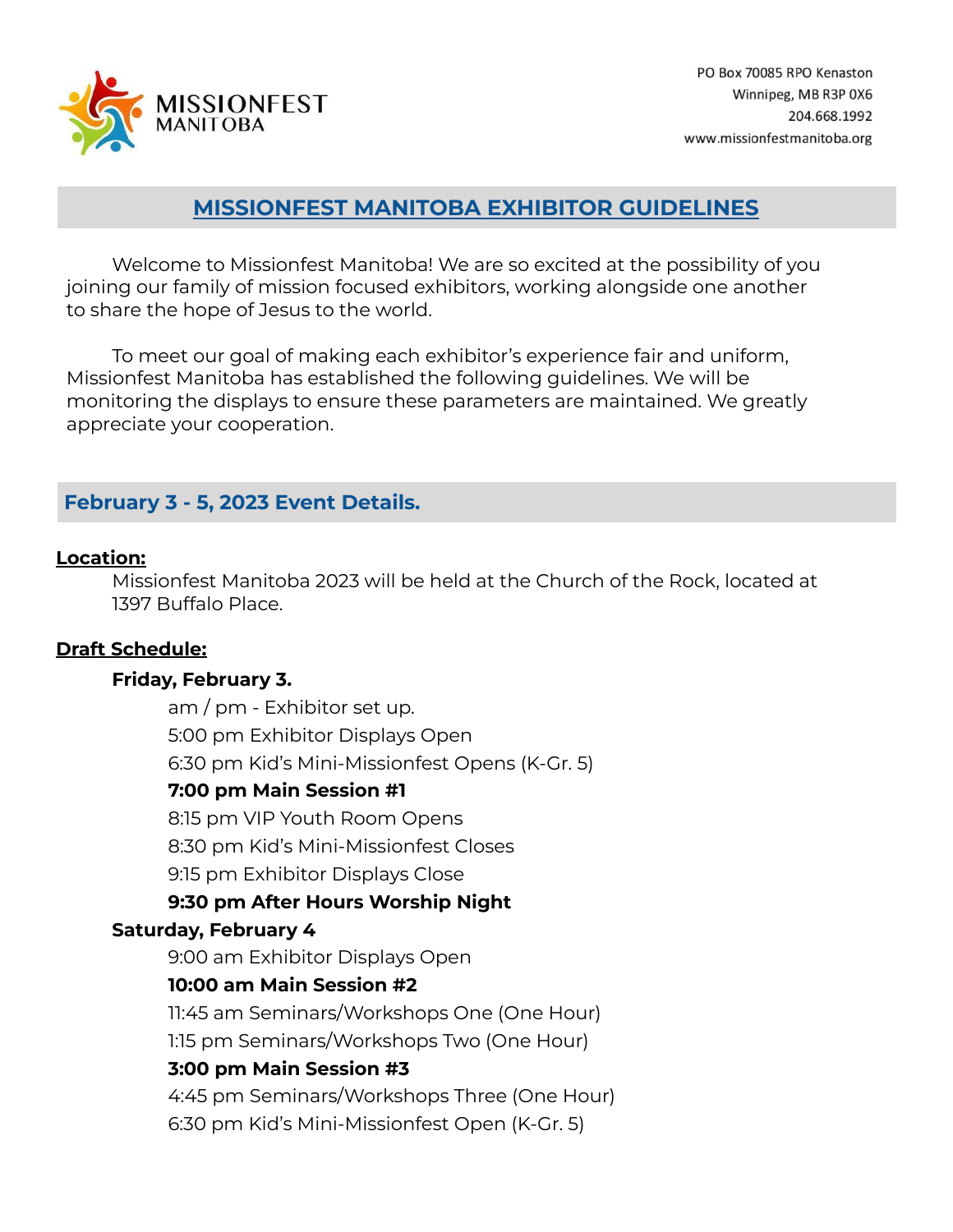MISSIONFEST MANITOBA

PO Box 70085 RPO Kenaston
Winnipeg, MB R3P 0X6
204.668.1992
www.missionfestmanitoba.org

# MISSIONFEST MANITOBA EXHIBITOR GUIDELINES

Welcome to Missionfest Manitoba! We are so excited at the possibility of you joining our family of mission focused exhibitors, working alongside one another to share the hope of Jesus to the world.

To meet our goal of making each exhibitor's experience fair and uniform, Missionfest Manitoba has established the following guidelines. We will be monitoring the displays to ensure these parameters are maintained. We greatly appreciate your cooperation.

## February 3 - 5, 2023 Event Details.

**Location:**

Missionfest Manitoba 2023 will be held at the Church of the Rock, located at 1397 Buffalo Place.

**Draft Schedule:**

**Friday, February 3.**

- am / pm - Exhibitor set up.
- 5:00 pm Exhibitor Displays Open
- 6:30 pm Kid's Mini-Missionfest Opens (K-Gr. 5)
- **7:00 pm Main Session #1**
- 8:15 pm VIP Youth Room Opens
- 8:30 pm Kid's Mini-Missionfest Closes
- 9:15 pm Exhibitor Displays Close
- **9:30 pm After Hours Worship Night**

**Saturday, February 4**

- 9:00 am Exhibitor Displays Open
- **10:00 am Main Session #2**
- 11:45 am Seminars/Workshops One (One Hour)
- 1:15 pm Seminars/Workshops Two (One Hour)
- **3:00 pm Main Session #3**
- 4:45 pm Seminars/Workshops Three (One Hour)
- 6:30 pm Kid's Mini-Missionfest Open (K-Gr. 5)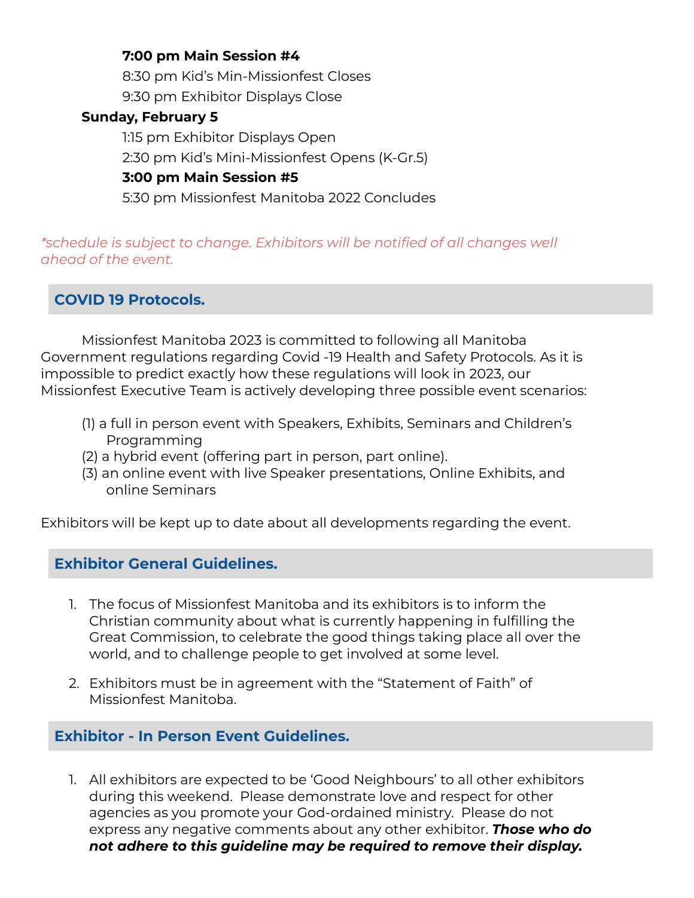**7:00 pm Main Session #4**

8:30 pm Kid's Min-Missionfest Closes

9:30 pm Exhibitor Displays Close

**Sunday, February 5**

1:15 pm Exhibitor Displays Open

2:30 pm Kid's Mini-Missionfest Opens (K-Gr.5)

**3:00 pm Main Session #5**

5:30 pm Missionfest Manitoba 2022 Concludes

*\*schedule is subject to change. Exhibitors will be notified of all changes well ahead of the event.*

## COVID 19 Protocols.

Missionfest Manitoba 2023 is committed to following all Manitoba Government regulations regarding Covid -19 Health and Safety Protocols. As it is impossible to predict exactly how these regulations will look in 2023, our Missionfest Executive Team is actively developing three possible event scenarios:

(1) a full in person event with Speakers, Exhibits, Seminars and Children's Programming
(2) a hybrid event (offering part in person, part online).
(3) an online event with live Speaker presentations, Online Exhibits, and online Seminars

Exhibitors will be kept up to date about all developments regarding the event.

## Exhibitor General Guidelines.

1. The focus of Missionfest Manitoba and its exhibitors is to inform the Christian community about what is currently happening in fulfilling the Great Commission, to celebrate the good things taking place all over the world, and to challenge people to get involved at some level.

2. Exhibitors must be in agreement with the "Statement of Faith" of Missionfest Manitoba.

## Exhibitor - In Person Event Guidelines.

1. All exhibitors are expected to be 'Good Neighbours' to all other exhibitors during this weekend. Please demonstrate love and respect for other agencies as you promote your God-ordained ministry. Please do not express any negative comments about any other exhibitor. ***Those who do not adhere to this guideline may be required to remove their display.***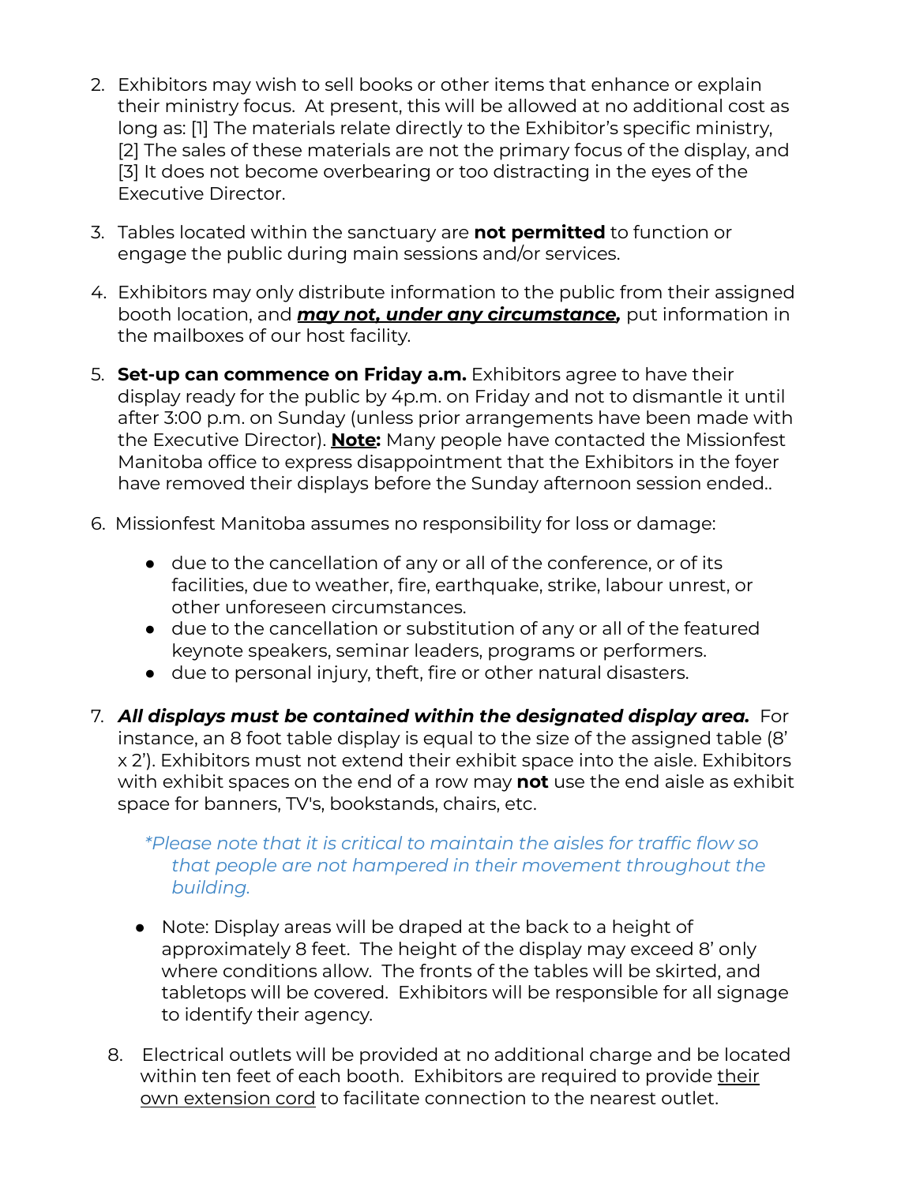2. Exhibitors may wish to sell books or other items that enhance or explain their ministry focus. At present, this will be allowed at no additional cost as long as: [1] The materials relate directly to the Exhibitor's specific ministry, [2] The sales of these materials are not the primary focus of the display, and [3] It does not become overbearing or too distracting in the eyes of the Executive Director.

3. Tables located within the sanctuary are **not permitted** to function or engage the public during main sessions and/or services.

4. Exhibitors may only distribute information to the public from their assigned booth location, and ***<u>may not, under any circumstance</u>,*** put information in the mailboxes of our host facility.

5. **Set-up can commence on Friday a.m.** Exhibitors agree to have their display ready for the public by 4p.m. on Friday and not to dismantle it until after 3:00 p.m. on Sunday (unless prior arrangements have been made with the Executive Director). **<u>Note</u>:** Many people have contacted the Missionfest Manitoba office to express disappointment that the Exhibitors in the foyer have removed their displays before the Sunday afternoon session ended..

6. Missionfest Manitoba assumes no responsibility for loss or damage:
    - due to the cancellation of any or all of the conference, or of its facilities, due to weather, fire, earthquake, strike, labour unrest, or other unforeseen circumstances.
    - due to the cancellation or substitution of any or all of the featured keynote speakers, seminar leaders, programs or performers.
    - due to personal injury, theft, fire or other natural disasters.

7. ***All displays must be contained within the designated display area.*** For instance, an 8 foot table display is equal to the size of the assigned table (8' x 2'). Exhibitors must not extend their exhibit space into the aisle. Exhibitors with exhibit spaces on the end of a row may **not** use the end aisle as exhibit space for banners, TV's, bookstands, chairs, etc.

    *\*Please note that it is critical to maintain the aisles for traffic flow so that people are not hampered in their movement throughout the building.*

    - Note: Display areas will be draped at the back to a height of approximately 8 feet. The height of the display may exceed 8' only where conditions allow. The fronts of the tables will be skirted, and tabletops will be covered. Exhibitors will be responsible for all signage to identify their agency.

8. Electrical outlets will be provided at no additional charge and be located within ten feet of each booth. Exhibitors are required to provide <u>their own extension cord</u> to facilitate connection to the nearest outlet.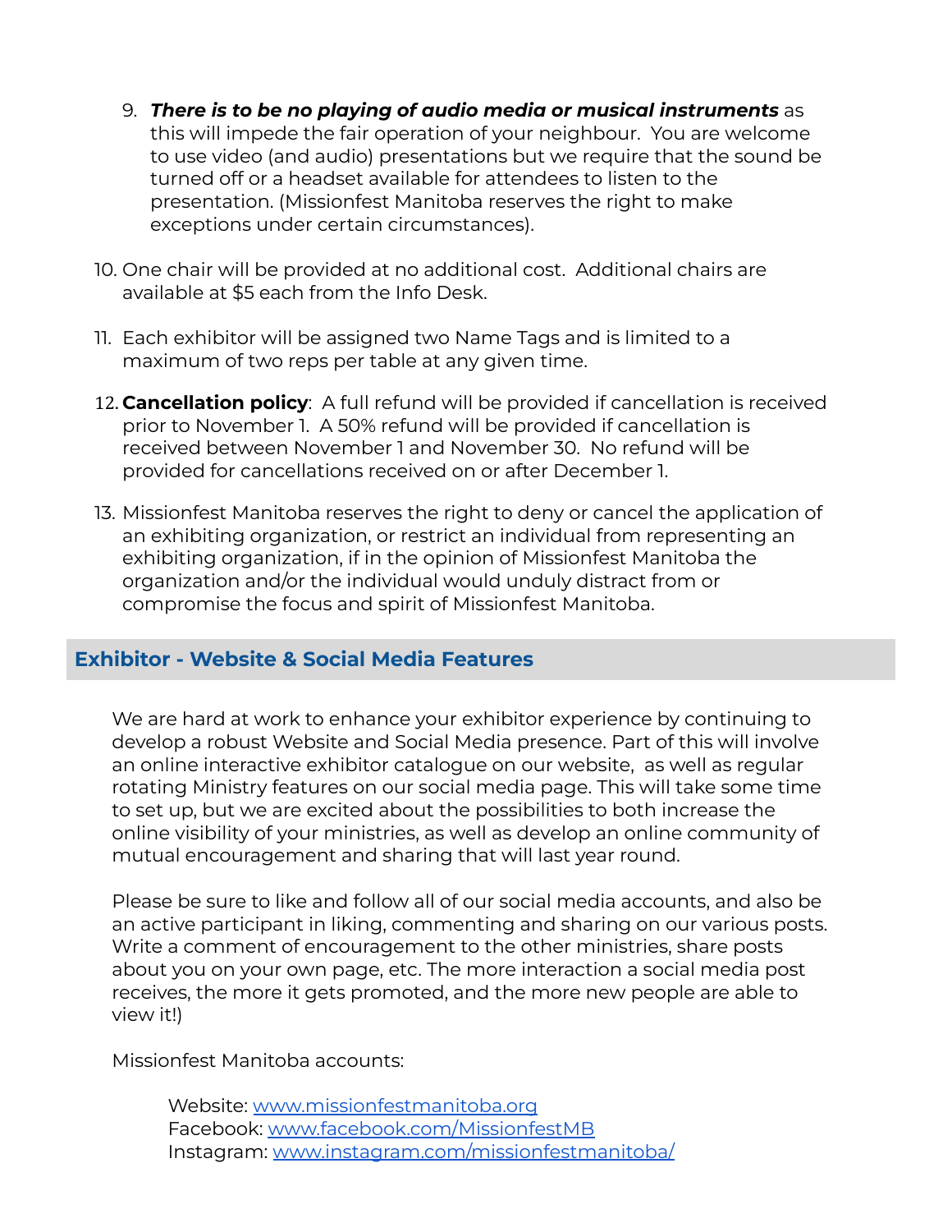9. ***There is to be no playing of audio media or musical instruments*** as this will impede the fair operation of your neighbour. You are welcome to use video (and audio) presentations but we require that the sound be turned off or a headset available for attendees to listen to the presentation. (Missionfest Manitoba reserves the right to make exceptions under certain circumstances).

10. One chair will be provided at no additional cost. Additional chairs are available at $5 each from the Info Desk.

11. Each exhibitor will be assigned two Name Tags and is limited to a maximum of two reps per table at any given time.

12. **Cancellation policy**: A full refund will be provided if cancellation is received prior to November 1. A 50% refund will be provided if cancellation is received between November 1 and November 30. No refund will be provided for cancellations received on or after December 1.

13. Missionfest Manitoba reserves the right to deny or cancel the application of an exhibiting organization, or restrict an individual from representing an exhibiting organization, if in the opinion of Missionfest Manitoba the organization and/or the individual would unduly distract from or compromise the focus and spirit of Missionfest Manitoba.

## Exhibitor - Website & Social Media Features

We are hard at work to enhance your exhibitor experience by continuing to develop a robust Website and Social Media presence. Part of this will involve an online interactive exhibitor catalogue on our website, as well as regular rotating Ministry features on our social media page. This will take some time to set up, but we are excited about the possibilities to both increase the online visibility of your ministries, as well as develop an online community of mutual encouragement and sharing that will last year round.

Please be sure to like and follow all of our social media accounts, and also be an active participant in liking, commenting and sharing on our various posts. Write a comment of encouragement to the other ministries, share posts about you on your own page, etc. The more interaction a social media post receives, the more it gets promoted, and the more new people are able to view it!)

Missionfest Manitoba accounts:

Website: [www.missionfestmanitoba.org](http://www.missionfestmanitoba.org)
Facebook: [www.facebook.com/MissionfestMB](http://www.facebook.com/MissionfestMB)
Instagram: [www.instagram.com/missionfestmanitoba/](http://www.instagram.com/missionfestmanitoba/)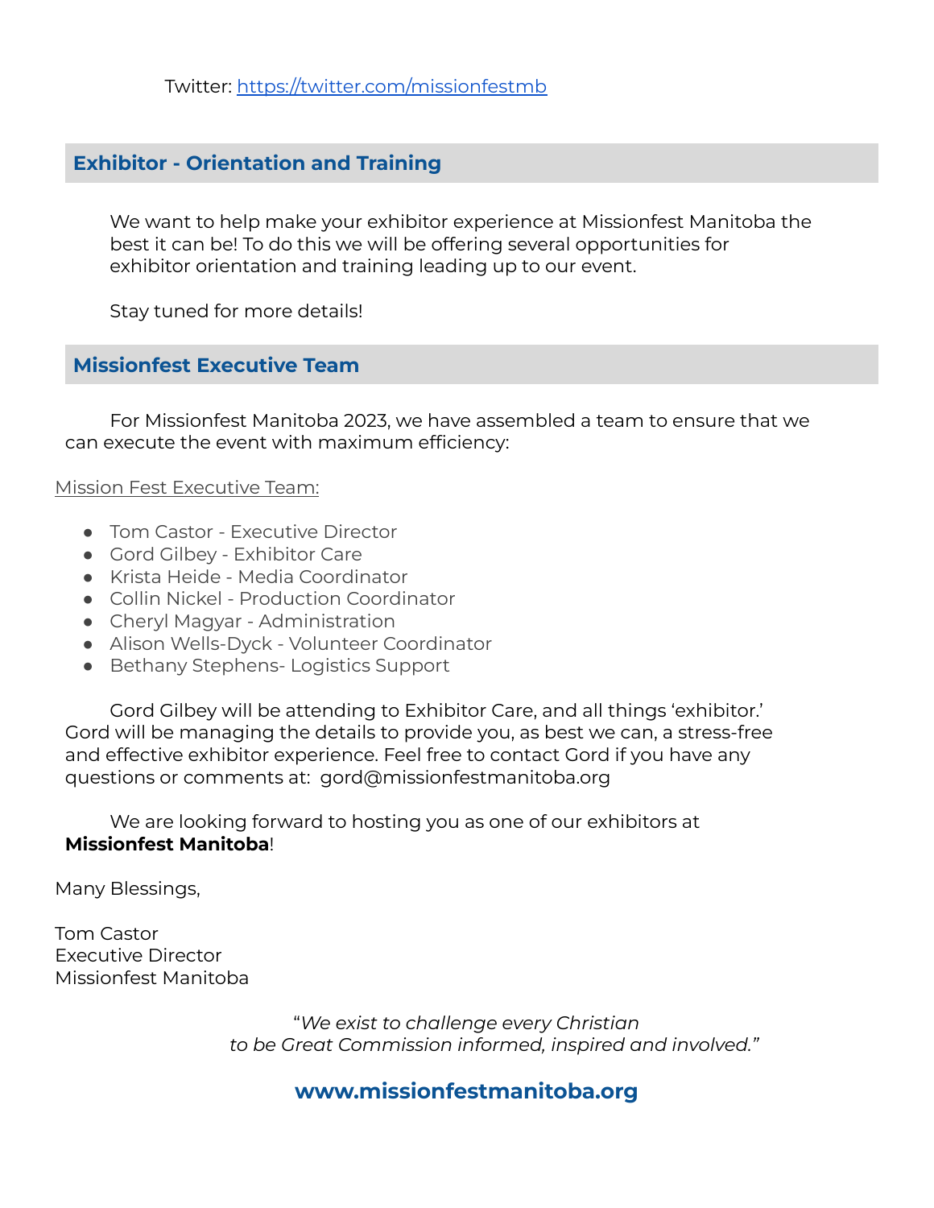Twitter: [https://twitter.com/missionfestmb](https://twitter.com/missionfestmb)

## Exhibitor - Orientation and Training

We want to help make your exhibitor experience at Missionfest Manitoba the best it can be! To do this we will be offering several opportunities for exhibitor orientation and training leading up to our event.

Stay tuned for more details!

## Missionfest Executive Team

For Missionfest Manitoba 2023, we have assembled a team to ensure that we can execute the event with maximum efficiency:

Mission Fest Executive Team:

- Tom Castor - Executive Director
- Gord Gilbey - Exhibitor Care
- Krista Heide - Media Coordinator
- Collin Nickel - Production Coordinator
- Cheryl Magyar - Administration
- Alison Wells-Dyck - Volunteer Coordinator
- Bethany Stephens- Logistics Support

Gord Gilbey will be attending to Exhibitor Care, and all things 'exhibitor.' Gord will be managing the details to provide you, as best we can, a stress-free and effective exhibitor experience. Feel free to contact Gord if you have any questions or comments at: gord@missionfestmanitoba.org

We are looking forward to hosting you as one of our exhibitors at **Missionfest Manitoba**!

Many Blessings,

Tom Castor
Executive Director
Missionfest Manitoba

"*We exist to challenge every Christian to be Great Commission informed, inspired and involved.*"

**www.missionfestmanitoba.org**